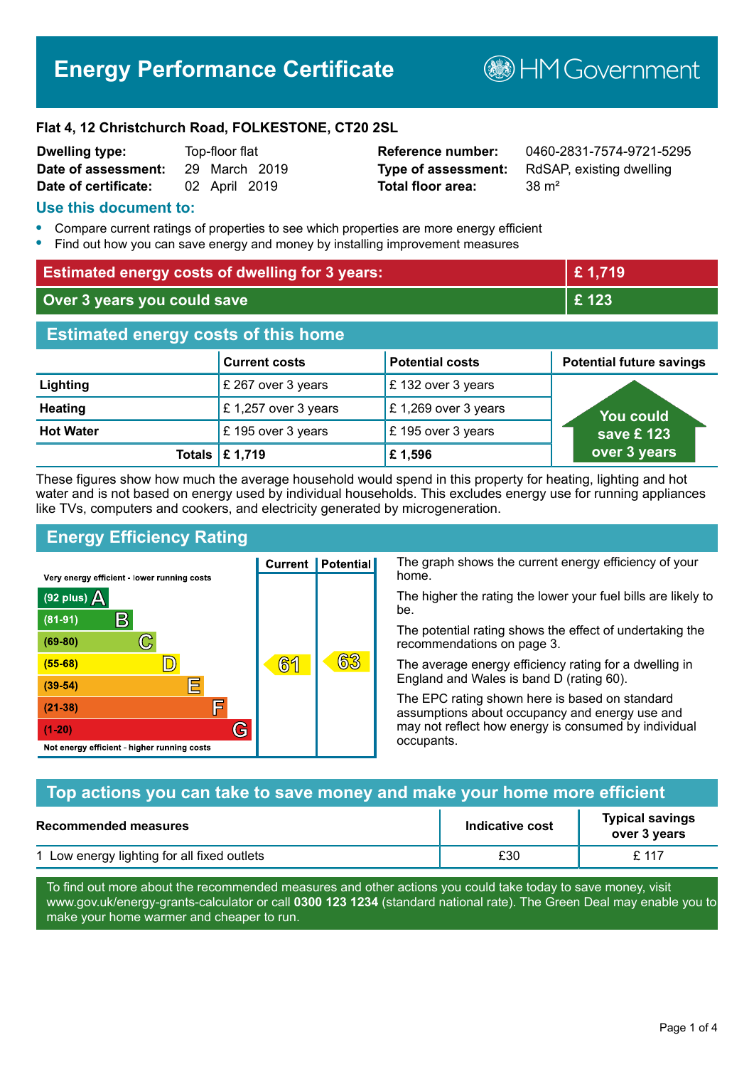# Energy Performance Certificate

HM Government

**Flat 4, 12 Christchurch Road, FOLKESTONE, CT20 2SL**

| | | | |
|---|---|---|---|
| **Dwelling type:** | Top-floor flat | **Reference number:** | 0460-2831-7574-9721-5295 |
| **Date of assessment:** | 29 March 2019 | **Type of assessment:** | RdSAP, existing dwelling |
| **Date of certificate:** | 02 April 2019 | **Total floor area:** | 38 m² |

## Use this document to:

- Compare current ratings of properties to see which properties are more energy efficient
- Find out how you can save energy and money by installing improvement measures

| | |
|---|---|
| **Estimated energy costs of dwelling for 3 years:** | **£ 1,719** |
| **Over 3 years you could save** | **£ 123** |

## Estimated energy costs of this home

| | Current costs | Potential costs | Potential future savings |
|---|---|---|---|
| **Lighting** | £ 267 over 3 years | £ 132 over 3 years | You could save £ 123 over 3 years |
| **Heating** | £ 1,257 over 3 years | £ 1,269 over 3 years | |
| **Hot Water** | £ 195 over 3 years | £ 195 over 3 years | |
| **Totals** | **£ 1,719** | **£ 1,596** | |

These figures show how much the average household would spend in this property for heating, lighting and hot water and is not based on energy used by individual households. This excludes energy use for running appliances like TVs, computers and cookers, and electricity generated by microgeneration.

## Energy Efficiency Rating

| Rating | Current | Potential |
|---|---|---|
| Very energy efficient - lower running costs | | |
| (92 plus) A | | |
| (81-91) B | | |
| (69-80) C | | |
| (55-68) D | 61 | 63 |
| (39-54) E | | |
| (21-38) F | | |
| (1-20) G | | |
| Not energy efficient - higher running costs | | |

The graph shows the current energy efficiency of your home.

The higher the rating the lower your fuel bills are likely to be.

The potential rating shows the effect of undertaking the recommendations on page 3.

The average energy efficiency rating for a dwelling in England and Wales is band D (rating 60).

The EPC rating shown here is based on standard assumptions about occupancy and energy use and may not reflect how energy is consumed by individual occupants.

## Top actions you can take to save money and make your home more efficient

| Recommended measures | Indicative cost | Typical savings over 3 years |
|---|---|---|
| 1 Low energy lighting for all fixed outlets | £30 | £ 117 |

To find out more about the recommended measures and other actions you could take today to save money, visit www.gov.uk/energy-grants-calculator or call **0300 123 1234** (standard national rate). The Green Deal may enable you to make your home warmer and cheaper to run.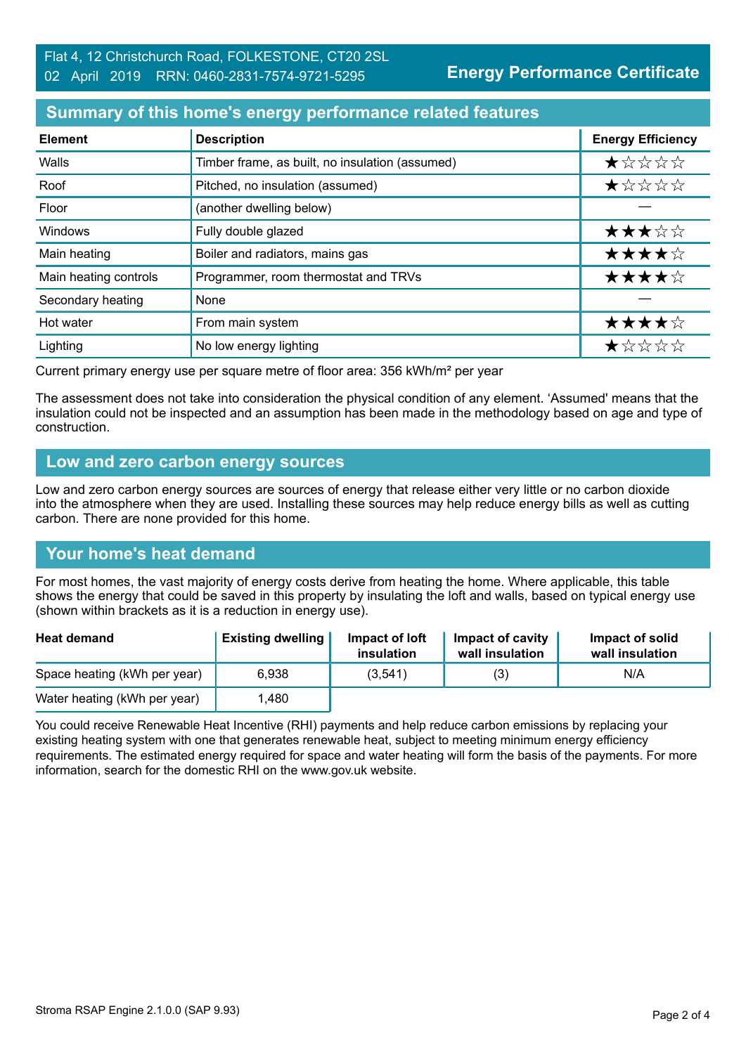Flat 4, 12 Christchurch Road, FOLKESTONE, CT20 2SL
02 April 2019 RRN: 0460-2831-7574-9721-5295

**Energy Performance Certificate**

## Summary of this home's energy performance related features

| Element | Description | Energy Efficiency |
|---|---|---|
| Walls | Timber frame, as built, no insulation (assumed) | ★☆☆☆☆ |
| Roof | Pitched, no insulation (assumed) | ★☆☆☆☆ |
| Floor | (another dwelling below) | — |
| Windows | Fully double glazed | ★★★☆☆ |
| Main heating | Boiler and radiators, mains gas | ★★★★☆ |
| Main heating controls | Programmer, room thermostat and TRVs | ★★★★☆ |
| Secondary heating | None | — |
| Hot water | From main system | ★★★★☆ |
| Lighting | No low energy lighting | ★☆☆☆☆ |

Current primary energy use per square metre of floor area: 356 kWh/m² per year

The assessment does not take into consideration the physical condition of any element. 'Assumed' means that the insulation could not be inspected and an assumption has been made in the methodology based on age and type of construction.

## Low and zero carbon energy sources

Low and zero carbon energy sources are sources of energy that release either very little or no carbon dioxide into the atmosphere when they are used. Installing these sources may help reduce energy bills as well as cutting carbon. There are none provided for this home.

## Your home's heat demand

For most homes, the vast majority of energy costs derive from heating the home. Where applicable, this table shows the energy that could be saved in this property by insulating the loft and walls, based on typical energy use (shown within brackets as it is a reduction in energy use).

| Heat demand | Existing dwelling | Impact of loft insulation | Impact of cavity wall insulation | Impact of solid wall insulation |
|---|---|---|---|---|
| Space heating (kWh per year) | 6,938 | (3,541) | (3) | N/A |
| Water heating (kWh per year) | 1,480 | | | |

You could receive Renewable Heat Incentive (RHI) payments and help reduce carbon emissions by replacing your existing heating system with one that generates renewable heat, subject to meeting minimum energy efficiency requirements. The estimated energy required for space and water heating will form the basis of the payments. For more information, search for the domestic RHI on the www.gov.uk website.

Stroma RSAP Engine 2.1.0.0 (SAP 9.93)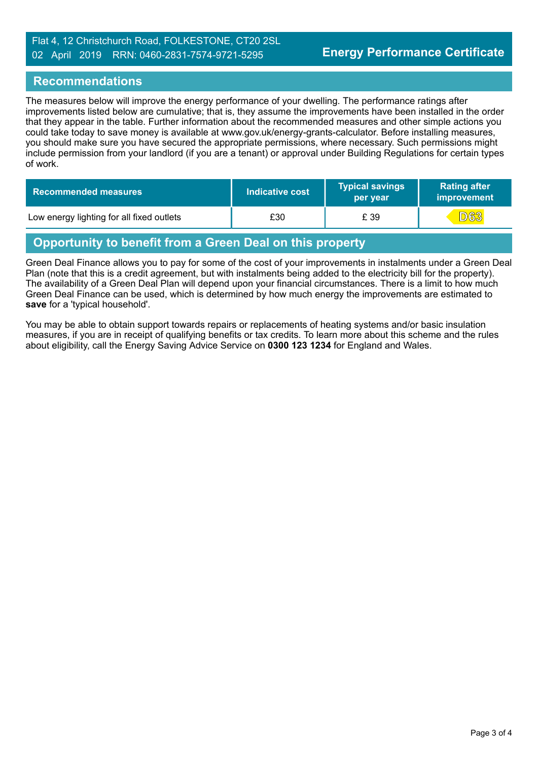Flat 4, 12 Christchurch Road, FOLKESTONE, CT20 2SL
02 April 2019 RRN: 0460-2831-7574-9721-5295

**Energy Performance Certificate**

## Recommendations

The measures below will improve the energy performance of your dwelling. The performance ratings after improvements listed below are cumulative; that is, they assume the improvements have been installed in the order that they appear in the table. Further information about the recommended measures and other simple actions you could take today to save money is available at www.gov.uk/energy-grants-calculator. Before installing measures, you should make sure you have secured the appropriate permissions, where necessary. Such permissions might include permission from your landlord (if you are a tenant) or approval under Building Regulations for certain types of work.

| Recommended measures | Indicative cost | Typical savings per year | Rating after improvement |
|---|---|---|---|
| Low energy lighting for all fixed outlets | £30 | £ 39 | D63 |

## Opportunity to benefit from a Green Deal on this property

Green Deal Finance allows you to pay for some of the cost of your improvements in instalments under a Green Deal Plan (note that this is a credit agreement, but with instalments being added to the electricity bill for the property). The availability of a Green Deal Plan will depend upon your financial circumstances. There is a limit to how much Green Deal Finance can be used, which is determined by how much energy the improvements are estimated to **save** for a 'typical household'.

You may be able to obtain support towards repairs or replacements of heating systems and/or basic insulation measures, if you are in receipt of qualifying benefits or tax credits. To learn more about this scheme and the rules about eligibility, call the Energy Saving Advice Service on **0300 123 1234** for England and Wales.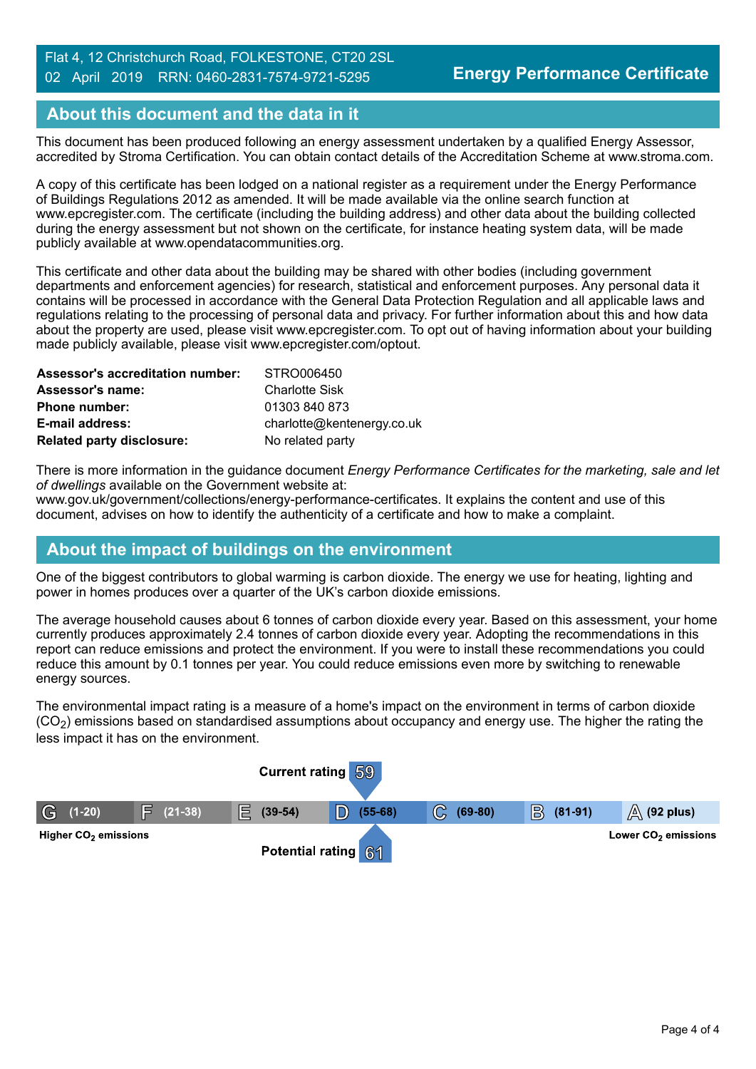Flat 4, 12 Christchurch Road, FOLKESTONE, CT20 2SL
02 April 2019 RRN: 0460-2831-7574-9721-5295

**Energy Performance Certificate**

## About this document and the data in it

This document has been produced following an energy assessment undertaken by a qualified Energy Assessor, accredited by Stroma Certification. You can obtain contact details of the Accreditation Scheme at www.stroma.com.

A copy of this certificate has been lodged on a national register as a requirement under the Energy Performance of Buildings Regulations 2012 as amended. It will be made available via the online search function at www.epcregister.com. The certificate (including the building address) and other data about the building collected during the energy assessment but not shown on the certificate, for instance heating system data, will be made publicly available at www.opendatacommunities.org.

This certificate and other data about the building may be shared with other bodies (including government departments and enforcement agencies) for research, statistical and enforcement purposes. Any personal data it contains will be processed in accordance with the General Data Protection Regulation and all applicable laws and regulations relating to the processing of personal data and privacy. For further information about this and how data about the property are used, please visit www.epcregister.com. To opt out of having information about your building made publicly available, please visit www.epcregister.com/optout.

| | |
|---|---|
| **Assessor's accreditation number:** | STRO006450 |
| **Assessor's name:** | Charlotte Sisk |
| **Phone number:** | 01303 840 873 |
| **E-mail address:** | charlotte@kentenergy.co.uk |
| **Related party disclosure:** | No related party |

There is more information in the guidance document *Energy Performance Certificates for the marketing, sale and let of dwellings* available on the Government website at: www.gov.uk/government/collections/energy-performance-certificates. It explains the content and use of this document, advises on how to identify the authenticity of a certificate and how to make a complaint.

## About the impact of buildings on the environment

One of the biggest contributors to global warming is carbon dioxide. The energy we use for heating, lighting and power in homes produces over a quarter of the UK's carbon dioxide emissions.

The average household causes about 6 tonnes of carbon dioxide every year. Based on this assessment, your home currently produces approximately 2.4 tonnes of carbon dioxide every year. Adopting the recommendations in this report can reduce emissions and protect the environment. If you were to install these recommendations you could reduce this amount by 0.1 tonnes per year. You could reduce emissions even more by switching to renewable energy sources.

The environmental impact rating is a measure of a home's impact on the environment in terms of carbon dioxide ($CO_2$) emissions based on standardised assumptions about occupancy and energy use. The higher the rating the less impact it has on the environment.

Current rating 59

G (1-20) F (21-38) E (39-54) D (55-68) C (69-80) B (81-91) A (92 plus)

Higher $CO_2$ emissions

Lower $CO_2$ emissions

Potential rating 61